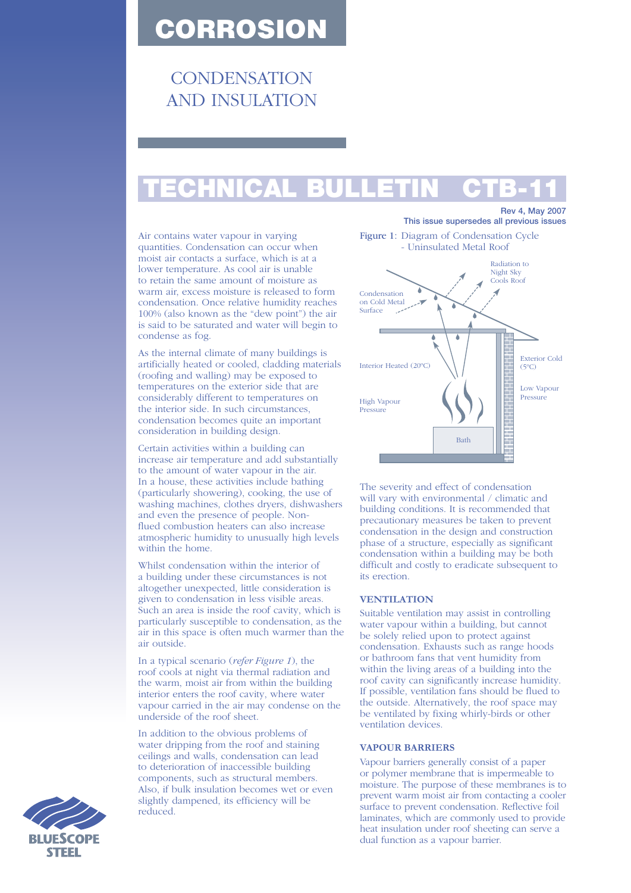# CORROSION

## CONDENSATION AND INSULATION

# TECHNICAL BULLETIN CTB-11

**Rev 4, May 2007**
**This issue supersedes all previous issues**

Air contains water vapour in varying quantities. Condensation can occur when moist air contacts a surface, which is at a lower temperature. As cool air is unable to retain the same amount of moisture as warm air, excess moisture is released to form condensation. Once relative humidity reaches 100% (also known as the "dew point") the air is said to be saturated and water will begin to condense as fog.

As the internal climate of many buildings is artificially heated or cooled, cladding materials (roofing and walling) may be exposed to temperatures on the exterior side that are considerably different to temperatures on the interior side. In such circumstances, condensation becomes quite an important consideration in building design.

Certain activities within a building can increase air temperature and add substantially to the amount of water vapour in the air. In a house, these activities include bathing (particularly showering), cooking, the use of washing machines, clothes dryers, dishwashers and even the presence of people. Non-flued combustion heaters can also increase atmospheric humidity to unusually high levels within the home.

Whilst condensation within the interior of a building under these circumstances is not altogether unexpected, little consideration is given to condensation in less visible areas. Such an area is inside the roof cavity, which is particularly susceptible to condensation, as the air in this space is often much warmer than the air outside.

In a typical scenario (*refer Figure 1*), the roof cools at night via thermal radiation and the warm, moist air from within the building interior enters the roof cavity, where water vapour carried in the air may condense on the underside of the roof sheet.

In addition to the obvious problems of water dripping from the roof and staining ceilings and walls, condensation can lead to deterioration of inaccessible building components, such as structural members. Also, if bulk insulation becomes wet or even slightly dampened, its efficiency will be reduced.

Figure 1: Diagram of Condensation Cycle - Uninsulated Metal Roof

Radiation to Night Sky Cools Roof
Condensation on Cold Metal Surface
Interior Heated (20°C)
Exterior Cold (5°C)
Low Vapour Pressure
High Vapour Pressure
Bath

The severity and effect of condensation will vary with environmental / climatic and building conditions. It is recommended that precautionary measures be taken to prevent condensation in the design and construction phase of a structure, especially as significant condensation within a building may be both difficult and costly to eradicate subsequent to its erection.

### VENTILATION

Suitable ventilation may assist in controlling water vapour within a building, but cannot be solely relied upon to protect against condensation. Exhausts such as range hoods or bathroom fans that vent humidity from within the living areas of a building into the roof cavity can significantly increase humidity. If possible, ventilation fans should be flued to the outside. Alternatively, the roof space may be ventilated by fixing whirly-birds or other ventilation devices.

### VAPOUR BARRIERS

Vapour barriers generally consist of a paper or polymer membrane that is impermeable to moisture. The purpose of these membranes is to prevent warm moist air from contacting a cooler surface to prevent condensation. Reflective foil laminates, which are commonly used to provide heat insulation under roof sheeting can serve a dual function as a vapour barrier.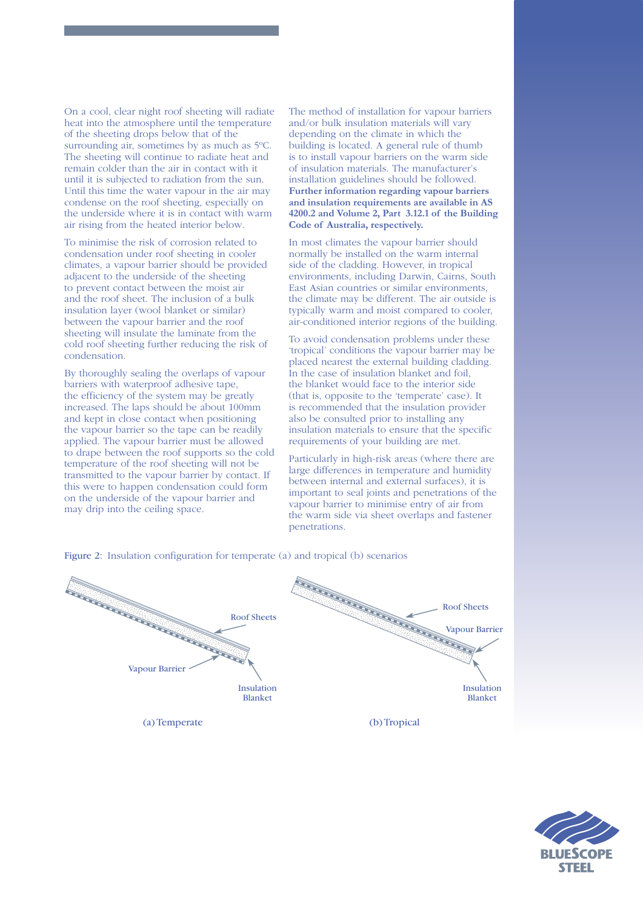On a cool, clear night roof sheeting will radiate heat into the atmosphere until the temperature of the sheeting drops below that of the surrounding air, sometimes by as much as 5ºC. The sheeting will continue to radiate heat and remain colder than the air in contact with it until it is subjected to radiation from the sun. Until this time the water vapour in the air may condense on the roof sheeting, especially on the underside where it is in contact with warm air rising from the heated interior below.

To minimise the risk of corrosion related to condensation under roof sheeting in cooler climates, a vapour barrier should be provided adjacent to the underside of the sheeting to prevent contact between the moist air and the roof sheet. The inclusion of a bulk insulation layer (wool blanket or similar) between the vapour barrier and the roof sheeting will insulate the laminate from the cold roof sheeting further reducing the risk of condensation.

By thoroughly sealing the overlaps of vapour barriers with waterproof adhesive tape, the efficiency of the system may be greatly increased. The laps should be about 100mm and kept in close contact when positioning the vapour barrier so the tape can be readily applied. The vapour barrier must be allowed to drape between the roof supports so the cold temperature of the roof sheeting will not be transmitted to the vapour barrier by contact. If this were to happen condensation could form on the underside of the vapour barrier and may drip into the ceiling space.

The method of installation for vapour barriers and/or bulk insulation materials will vary depending on the climate in which the building is located. A general rule of thumb is to install vapour barriers on the warm side of insulation materials. The manufacturer's installation guidelines should be followed. **Further information regarding vapour barriers and insulation requirements are available in AS 4200.2 and Volume 2, Part 3.12.1 of the Building Code of Australia, respectively.**

In most climates the vapour barrier should normally be installed on the warm internal side of the cladding. However, in tropical environments, including Darwin, Cairns, South East Asian countries or similar environments, the climate may be different. The air outside is typically warm and moist compared to cooler, air-conditioned interior regions of the building.

To avoid condensation problems under these 'tropical' conditions the vapour barrier may be placed nearest the external building cladding. In the case of insulation blanket and foil, the blanket would face to the interior side (that is, opposite to the 'temperate' case). It is recommended that the insulation provider also be consulted prior to installing any insulation materials to ensure that the specific requirements of your building are met.

Particularly in high-risk areas (where there are large differences in temperature and humidity between internal and external surfaces), it is important to seal joints and penetrations of the vapour barrier to minimise entry of air from the warm side via sheet overlaps and fastener penetrations.

**Figure 2:** Insulation configuration for temperate (a) and tropical (b) scenarios

Roof Sheets

Vapour Barrier

Insulation Blanket

(a) Temperate

Roof Sheets

Vapour Barrier

Insulation Blanket

(b) Tropical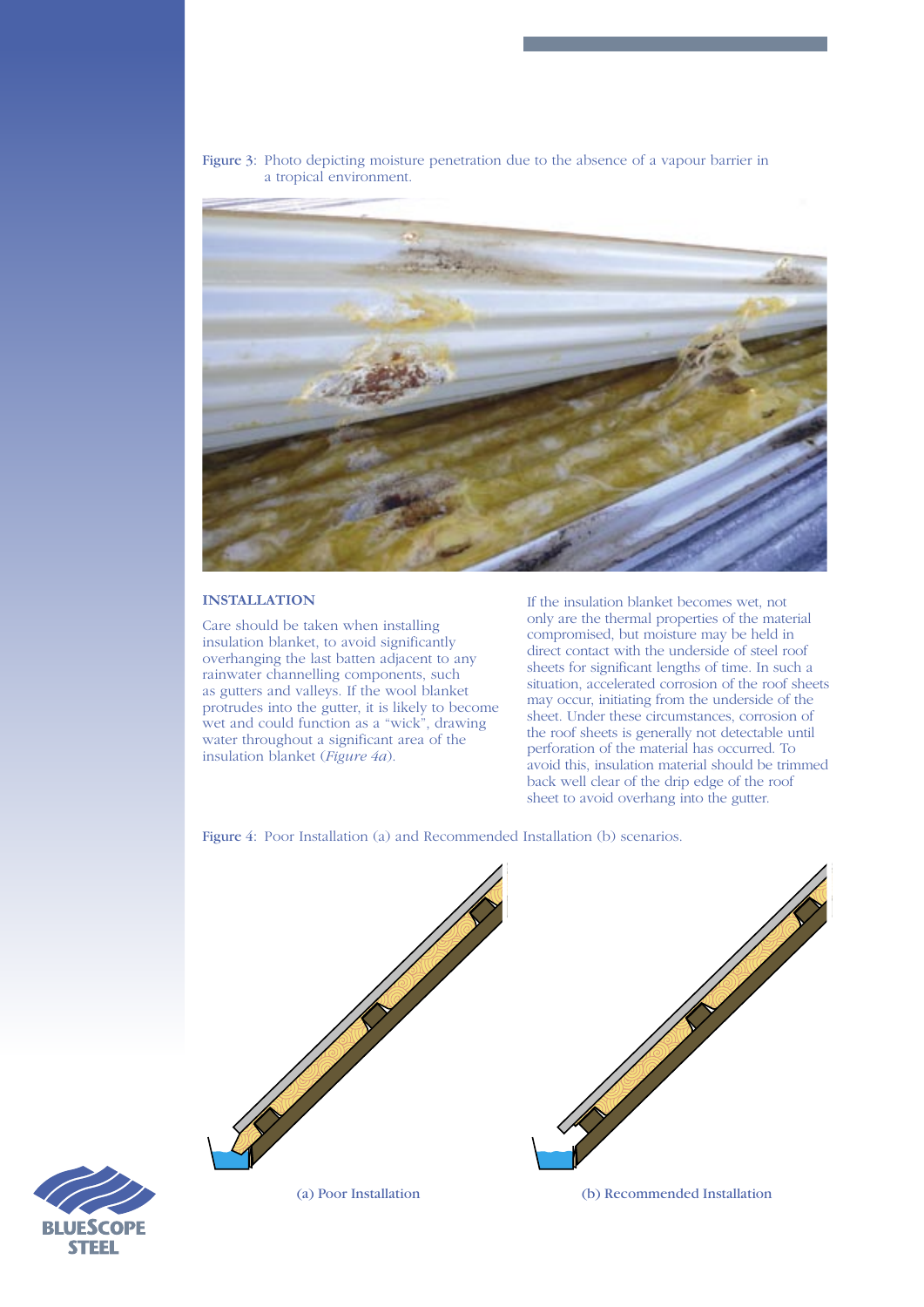Figure 3: Photo depicting moisture penetration due to the absence of a vapour barrier in a tropical environment.

## INSTALLATION

Care should be taken when installing insulation blanket, to avoid significantly overhanging the last batten adjacent to any rainwater channelling components, such as gutters and valleys. If the wool blanket protrudes into the gutter, it is likely to become wet and could function as a "wick", drawing water throughout a significant area of the insulation blanket (*Figure 4a*).

If the insulation blanket becomes wet, not only are the thermal properties of the material compromised, but moisture may be held in direct contact with the underside of steel roof sheets for significant lengths of time. In such a situation, accelerated corrosion of the roof sheets may occur, initiating from the underside of the sheet. Under these circumstances, corrosion of the roof sheets is generally not detectable until perforation of the material has occurred. To avoid this, insulation material should be trimmed back well clear of the drip edge of the roof sheet to avoid overhang into the gutter.

Figure 4: Poor Installation (a) and Recommended Installation (b) scenarios.

(a) Poor Installation

(b) Recommended Installation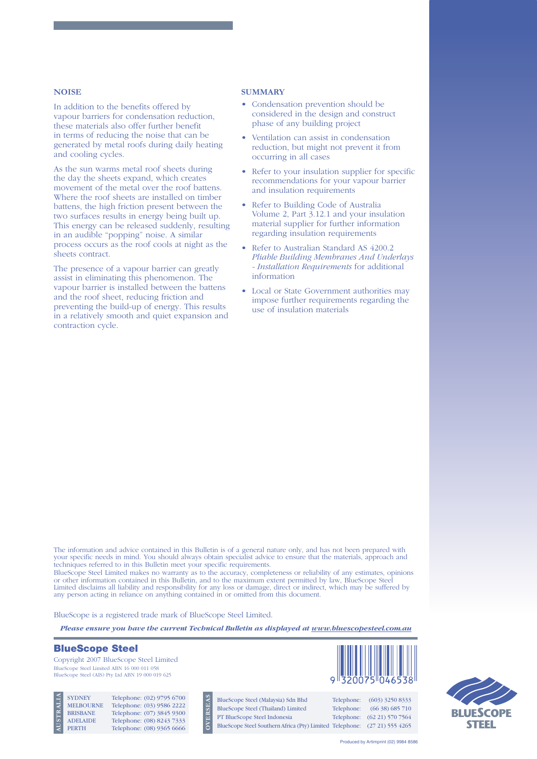## NOISE

In addition to the benefits offered by vapour barriers for condensation reduction, these materials also offer further benefit in terms of reducing the noise that can be generated by metal roofs during daily heating and cooling cycles.

As the sun warms metal roof sheets during the day the sheets expand, which creates movement of the metal over the roof battens. Where the roof sheets are installed on timber battens, the high friction present between the two surfaces results in energy being built up. This energy can be released suddenly, resulting in an audible "popping" noise. A similar process occurs as the roof cools at night as the sheets contract.

The presence of a vapour barrier can greatly assist in eliminating this phenomenon. The vapour barrier is installed between the battens and the roof sheet, reducing friction and preventing the build-up of energy. This results in a relatively smooth and quiet expansion and contraction cycle.

## SUMMARY

- Condensation prevention should be considered in the design and construct phase of any building project
- Ventilation can assist in condensation reduction, but might not prevent it from occurring in all cases
- Refer to your insulation supplier for specific recommendations for your vapour barrier and insulation requirements
- Refer to Building Code of Australia Volume 2, Part 3.12.1 and your insulation material supplier for further information regarding insulation requirements
- Refer to Australian Standard AS 4200.2 *Pliable Building Membranes And Underlays - Installation Requirements* for additional information
- Local or State Government authorities may impose further requirements regarding the use of insulation materials

The information and advice contained in this Bulletin is of a general nature only, and has not been prepared with your specific needs in mind. You should always obtain specialist advice to ensure that the materials, approach and techniques referred to in this Bulletin meet your specific requirements.
BlueScope Steel Limited makes no warranty as to the accuracy, completeness or reliability of any estimates, opinions or other information contained in this Bulletin, and to the maximum extent permitted by law, BlueScope Steel Limited disclaims all liability and responsibility for any loss or damage, direct or indirect, which may be suffered by any person acting in reliance on anything contained in or omitted from this document.

BlueScope is a registered trade mark of BlueScope Steel Limited.

***Please ensure you have the current Technical Bulletin as displayed at www.bluescopesteel.com.au***

**BlueScope Steel**

Copyright 2007 BlueScope Steel Limited
BlueScope Steel Limited ABN 16 000 011 058
BlueScope Steel (AIS) Pty Ltd ABN 19 000 019 625

9 320075 046538

| AUSTRALIA | |
|---|---|
| SYDNEY | Telephone: (02) 9795 6700 |
| MELBOURNE | Telephone: (03) 9586 2222 |
| BRISBANE | Telephone: (07) 3845 9300 |
| ADELAIDE | Telephone: (08) 8243 7333 |
| PERTH | Telephone: (08) 9365 6666 |

| OVERSEAS | |
|---|---|
| BlueScope Steel (Malaysia) Sdn Bhd | Telephone: (603) 3250 8333 |
| BlueScope Steel (Thailand) Limited | Telephone: (66 38) 685 710 |
| PT BlueScope Steel Indonesia | Telephone: (62 21) 570 7564 |
| BlueScope Steel Southern Africa (Pty) Limited | Telephone: (27 21) 555 4265 |

BLUESCOPE STEEL

Produced by Artimprint (02) 9984 8586